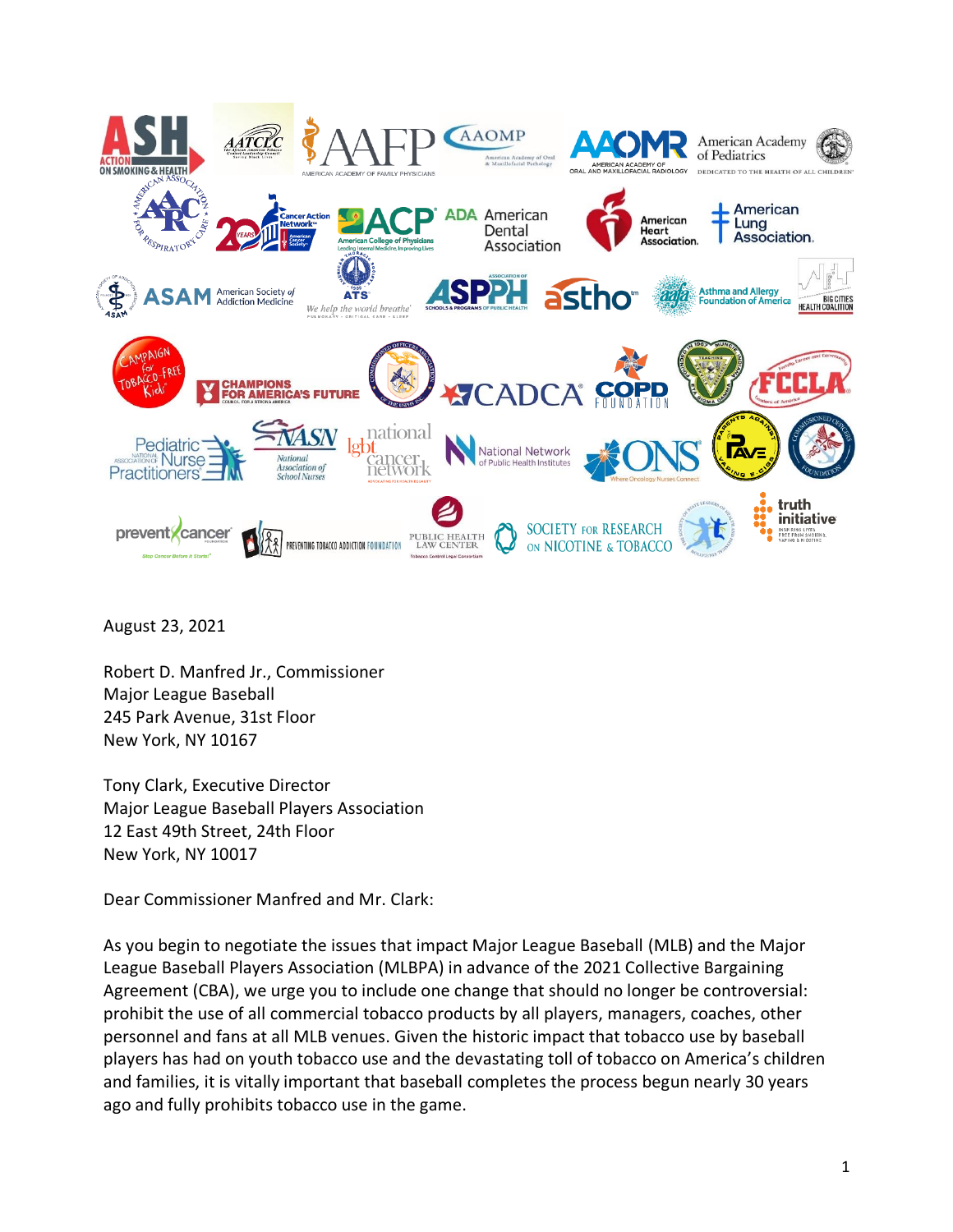August 23, 2021

Robert D. Manfred Jr., Commissioner
Major League Baseball
245 Park Avenue, 31st Floor
New York, NY 10167

Tony Clark, Executive Director
Major League Baseball Players Association
12 East 49th Street, 24th Floor
New York, NY 10017

Dear Commissioner Manfred and Mr. Clark:

As you begin to negotiate the issues that impact Major League Baseball (MLB) and the Major League Baseball Players Association (MLBPA) in advance of the 2021 Collective Bargaining Agreement (CBA), we urge you to include one change that should no longer be controversial: prohibit the use of all commercial tobacco products by all players, managers, coaches, other personnel and fans at all MLB venues. Given the historic impact that tobacco use by baseball players has had on youth tobacco use and the devastating toll of tobacco on America's children and families, it is vitally important that baseball completes the process begun nearly 30 years ago and fully prohibits tobacco use in the game.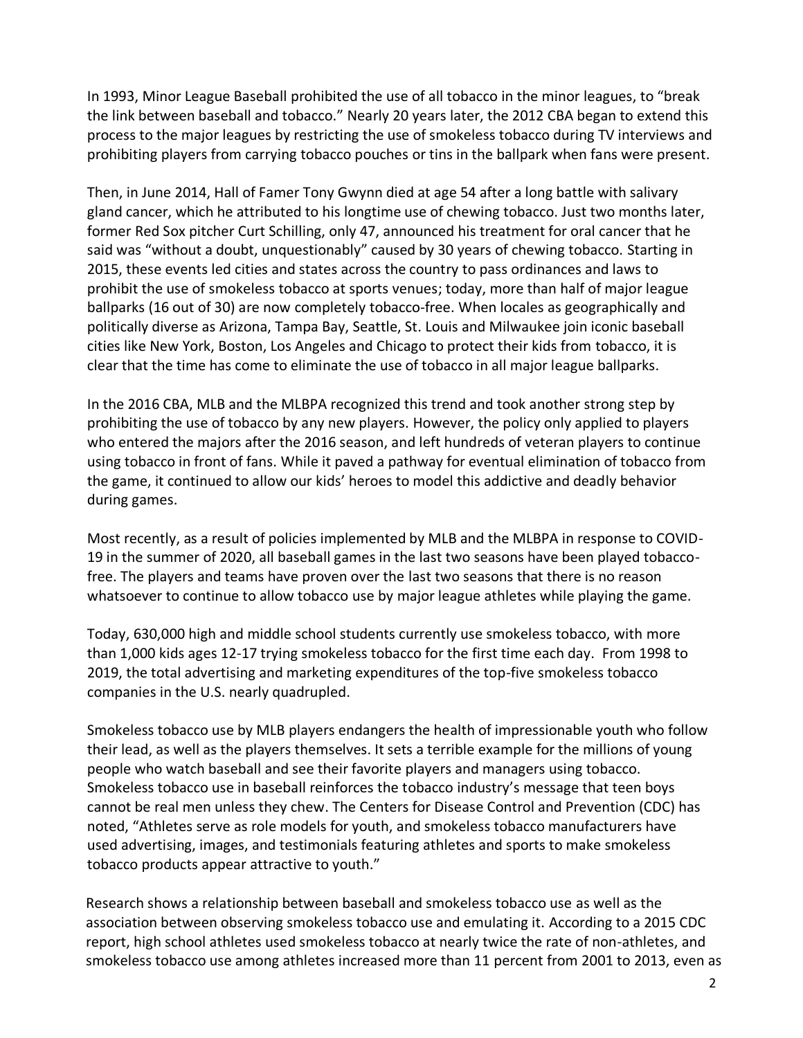In 1993, Minor League Baseball prohibited the use of all tobacco in the minor leagues, to "break the link between baseball and tobacco." Nearly 20 years later, the 2012 CBA began to extend this process to the major leagues by restricting the use of smokeless tobacco during TV interviews and prohibiting players from carrying tobacco pouches or tins in the ballpark when fans were present.

Then, in June 2014, Hall of Famer Tony Gwynn died at age 54 after a long battle with salivary gland cancer, which he attributed to his longtime use of chewing tobacco. Just two months later, former Red Sox pitcher Curt Schilling, only 47, announced his treatment for oral cancer that he said was "without a doubt, unquestionably" caused by 30 years of chewing tobacco. Starting in 2015, these events led cities and states across the country to pass ordinances and laws to prohibit the use of smokeless tobacco at sports venues; today, more than half of major league ballparks (16 out of 30) are now completely tobacco-free. When locales as geographically and politically diverse as Arizona, Tampa Bay, Seattle, St. Louis and Milwaukee join iconic baseball cities like New York, Boston, Los Angeles and Chicago to protect their kids from tobacco, it is clear that the time has come to eliminate the use of tobacco in all major league ballparks.

In the 2016 CBA, MLB and the MLBPA recognized this trend and took another strong step by prohibiting the use of tobacco by any new players. However, the policy only applied to players who entered the majors after the 2016 season, and left hundreds of veteran players to continue using tobacco in front of fans. While it paved a pathway for eventual elimination of tobacco from the game, it continued to allow our kids' heroes to model this addictive and deadly behavior during games.

Most recently, as a result of policies implemented by MLB and the MLBPA in response to COVID-19 in the summer of 2020, all baseball games in the last two seasons have been played tobacco-free. The players and teams have proven over the last two seasons that there is no reason whatsoever to continue to allow tobacco use by major league athletes while playing the game.

Today, 630,000 high and middle school students currently use smokeless tobacco, with more than 1,000 kids ages 12-17 trying smokeless tobacco for the first time each day. From 1998 to 2019, the total advertising and marketing expenditures of the top-five smokeless tobacco companies in the U.S. nearly quadrupled.

Smokeless tobacco use by MLB players endangers the health of impressionable youth who follow their lead, as well as the players themselves. It sets a terrible example for the millions of young people who watch baseball and see their favorite players and managers using tobacco. Smokeless tobacco use in baseball reinforces the tobacco industry's message that teen boys cannot be real men unless they chew. The Centers for Disease Control and Prevention (CDC) has noted, "Athletes serve as role models for youth, and smokeless tobacco manufacturers have used advertising, images, and testimonials featuring athletes and sports to make smokeless tobacco products appear attractive to youth."

Research shows a relationship between baseball and smokeless tobacco use as well as the association between observing smokeless tobacco use and emulating it. According to a 2015 CDC report, high school athletes used smokeless tobacco at nearly twice the rate of non-athletes, and smokeless tobacco use among athletes increased more than 11 percent from 2001 to 2013, even as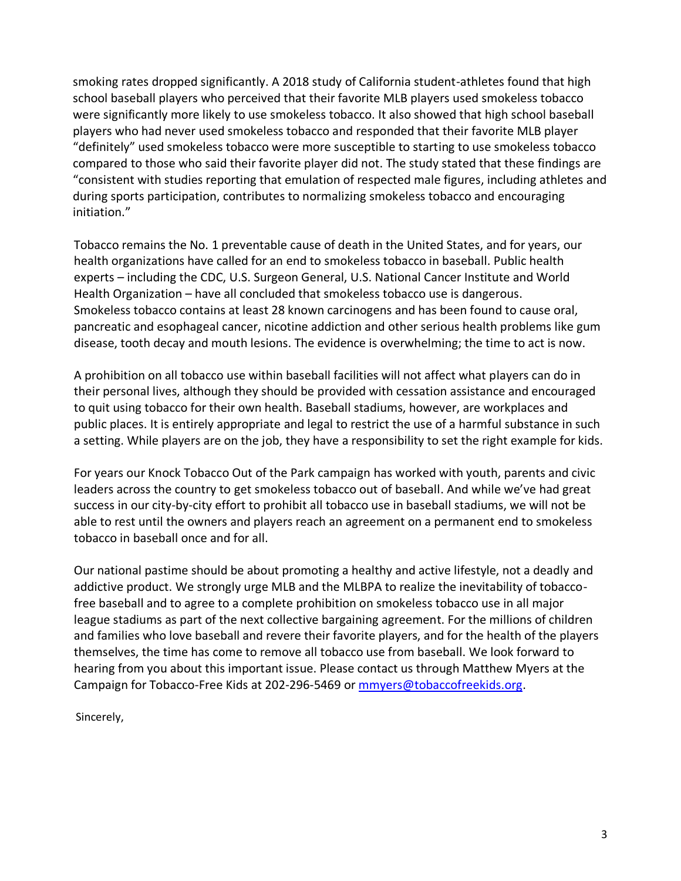smoking rates dropped significantly. A 2018 study of California student-athletes found that high school baseball players who perceived that their favorite MLB players used smokeless tobacco were significantly more likely to use smokeless tobacco. It also showed that high school baseball players who had never used smokeless tobacco and responded that their favorite MLB player "definitely" used smokeless tobacco were more susceptible to starting to use smokeless tobacco compared to those who said their favorite player did not. The study stated that these findings are "consistent with studies reporting that emulation of respected male figures, including athletes and during sports participation, contributes to normalizing smokeless tobacco and encouraging initiation."

Tobacco remains the No. 1 preventable cause of death in the United States, and for years, our health organizations have called for an end to smokeless tobacco in baseball. Public health experts – including the CDC, U.S. Surgeon General, U.S. National Cancer Institute and World Health Organization – have all concluded that smokeless tobacco use is dangerous. Smokeless tobacco contains at least 28 known carcinogens and has been found to cause oral, pancreatic and esophageal cancer, nicotine addiction and other serious health problems like gum disease, tooth decay and mouth lesions. The evidence is overwhelming; the time to act is now.

A prohibition on all tobacco use within baseball facilities will not affect what players can do in their personal lives, although they should be provided with cessation assistance and encouraged to quit using tobacco for their own health. Baseball stadiums, however, are workplaces and public places. It is entirely appropriate and legal to restrict the use of a harmful substance in such a setting. While players are on the job, they have a responsibility to set the right example for kids.

For years our Knock Tobacco Out of the Park campaign has worked with youth, parents and civic leaders across the country to get smokeless tobacco out of baseball. And while we've had great success in our city-by-city effort to prohibit all tobacco use in baseball stadiums, we will not be able to rest until the owners and players reach an agreement on a permanent end to smokeless tobacco in baseball once and for all.

Our national pastime should be about promoting a healthy and active lifestyle, not a deadly and addictive product. We strongly urge MLB and the MLBPA to realize the inevitability of tobacco-free baseball and to agree to a complete prohibition on smokeless tobacco use in all major league stadiums as part of the next collective bargaining agreement. For the millions of children and families who love baseball and revere their favorite players, and for the health of the players themselves, the time has come to remove all tobacco use from baseball. We look forward to hearing from you about this important issue. Please contact us through Matthew Myers at the Campaign for Tobacco-Free Kids at 202-296-5469 or mmyers@tobaccofreekids.org.

Sincerely,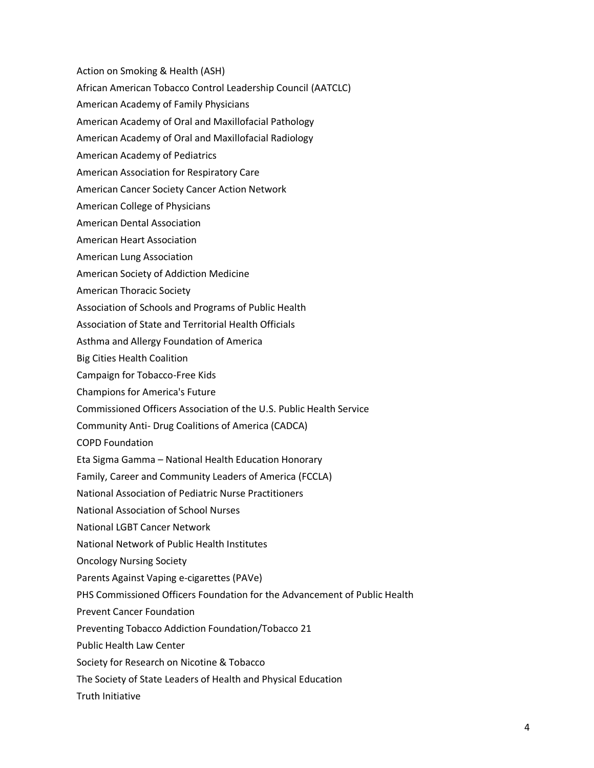Action on Smoking & Health (ASH)

African American Tobacco Control Leadership Council (AATCLC)

American Academy of Family Physicians

American Academy of Oral and Maxillofacial Pathology

American Academy of Oral and Maxillofacial Radiology

American Academy of Pediatrics

American Association for Respiratory Care

American Cancer Society Cancer Action Network

American College of Physicians

American Dental Association

American Heart Association

American Lung Association

American Society of Addiction Medicine

American Thoracic Society

Association of Schools and Programs of Public Health

Association of State and Territorial Health Officials

Asthma and Allergy Foundation of America

Big Cities Health Coalition

Campaign for Tobacco-Free Kids

Champions for America's Future

Commissioned Officers Association of the U.S. Public Health Service

Community Anti- Drug Coalitions of America (CADCA)

COPD Foundation

Eta Sigma Gamma – National Health Education Honorary

Family, Career and Community Leaders of America (FCCLA)

National Association of Pediatric Nurse Practitioners

National Association of School Nurses

National LGBT Cancer Network

National Network of Public Health Institutes

Oncology Nursing Society

Parents Against Vaping e-cigarettes (PAVe)

PHS Commissioned Officers Foundation for the Advancement of Public Health

Prevent Cancer Foundation

Preventing Tobacco Addiction Foundation/Tobacco 21

Public Health Law Center

Society for Research on Nicotine & Tobacco

The Society of State Leaders of Health and Physical Education

Truth Initiative